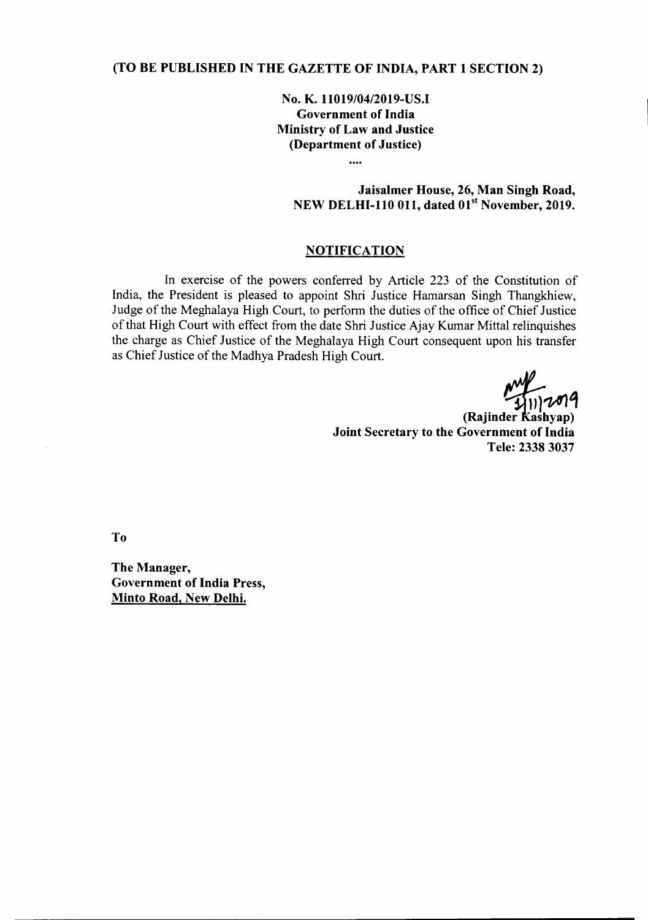**(TO BE PUBLISHED IN THE GAZETTE OF INDIA, PART 1 SECTION 2)**

**No. K. 11019/04/2019-US.I**
**Government of India**
**Ministry of Law and Justice**
**(Department of Justice)**

....

**Jaisalmer House, 26, Man Singh Road,**
**NEW DELHI-110 011, dated 01st November, 2019.**

**NOTIFICATION**

In exercise of the powers conferred by Article 223 of the Constitution of India, the President is pleased to appoint Shri Justice Hamarsan Singh Thangkhiew, Judge of the Meghalaya High Court, to perform the duties of the office of Chief Justice of that High Court with effect from the date Shri Justice Ajay Kumar Mittal relinquishes the charge as Chief Justice of the Meghalaya High Court consequent upon his transfer as Chief Justice of the Madhya Pradesh High Court.

1/11/2019
**(Rajinder Kashyap)**
**Joint Secretary to the Government of India**
**Tele: 2338 3037**

**To**

**The Manager,**
**Government of India Press,**
**Minto Road, New Delhi.**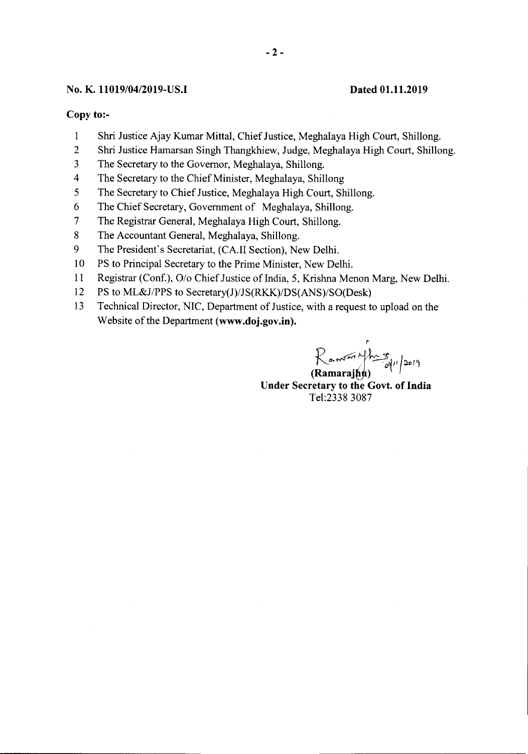**No. K. 11019/04/2019-US.I** **Dated 01.11.2019**

**Copy to:-**

1. Shri Justice Ajay Kumar Mittal, Chief Justice, Meghalaya High Court, Shillong.
2. Shri Justice Hamarsan Singh Thangkhiew, Judge, Meghalaya High Court, Shillong.
3. The Secretary to the Governor, Meghalaya, Shillong.
4. The Secretary to the Chief Minister, Meghalaya, Shillong
5. The Secretary to Chief Justice, Meghalaya High Court, Shillong.
6. The Chief Secretary, Government of Meghalaya, Shillong.
7. The Registrar General, Meghalaya High Court, Shillong.
8. The Accountant General, Meghalaya, Shillong.
9. The President's Secretariat, (CA.II Section), New Delhi.
10. PS to Principal Secretary to the Prime Minister, New Delhi.
11. Registrar (Conf.), O/o Chief Justice of India, 5, Krishna Menon Marg, New Delhi.
12. PS to ML&J/PPS to Secretary(J)/JS(RKK)/DS(ANS)/SO(Desk)
13. Technical Director, NIC, Department of Justice, with a request to upload on the Website of the Department **(www.doj.gov.in).**

01/11/2019

**(Ramarajhu)**
**Under Secretary to the Govt. of India**
Tel:2338 3087